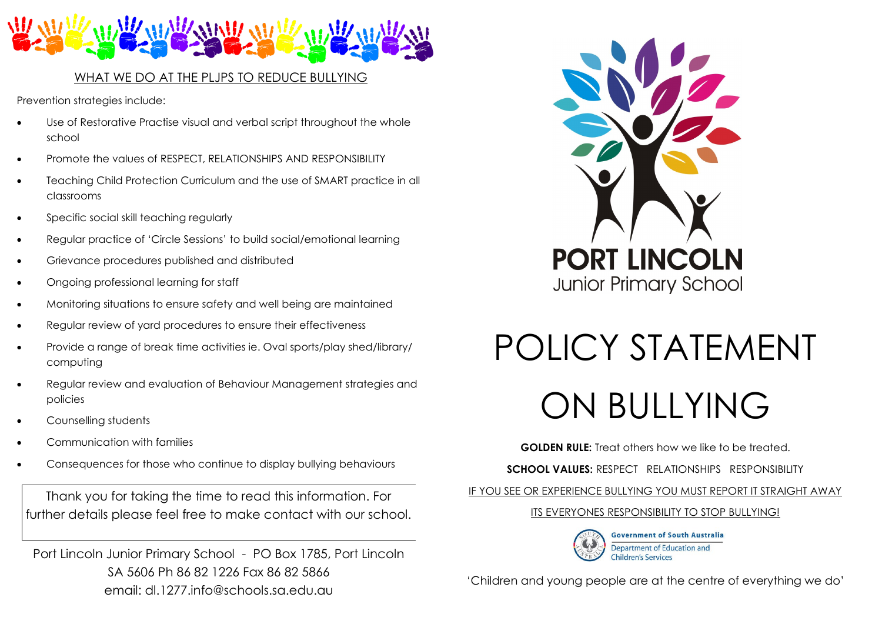## WHAT WE DO AT THE PLJPS TO REDUCE BULLYING

Prevention strategies include:

- Use of Restorative Practise visual and verbal script throughout the whole school
- Promote the values of RESPECT, RELATIONSHIPS AND RESPONSIBILITY
- Teaching Child Protection Curriculum and the use of SMART practice in all classrooms
- Specific social skill teaching regularly
- Regular practice of 'Circle Sessions' to build social/emotional learning
- Grievance procedures published and distributed
- Ongoing professional learning for staff
- Monitoring situations to ensure safety and well being are maintained
- Regular review of yard procedures to ensure their effectiveness
- Provide a range of break time activities ie. Oval sports/play shed/library/ computing
- Regular review and evaluation of Behaviour Management strategies and policies
- Counselling students
- Communication with families
- Consequences for those who continue to display bullying behaviours

Thank you for taking the time to read this information. For further details please feel free to make contact with our school.

Port Lincoln Junior Primary School - PO Box 1785, Port Lincoln SA 5606 Ph 86 82 1226 Fax 86 82 5866
email: dl.1277.info@schools.sa.edu.au

PORT LINCOLN
Junior Primary School

# POLICY STATEMENT ON BULLYING

**GOLDEN RULE:** Treat others how we like to be treated.

**SCHOOL VALUES:** RESPECT RELATIONSHIPS RESPONSIBILITY

IF YOU SEE OR EXPERIENCE BULLYING YOU MUST REPORT IT STRAIGHT AWAY

ITS EVERYONES RESPONSIBILITY TO STOP BULLYING!

Government of South Australia
Department of Education and Children's Services

'Children and young people are at the centre of everything we do'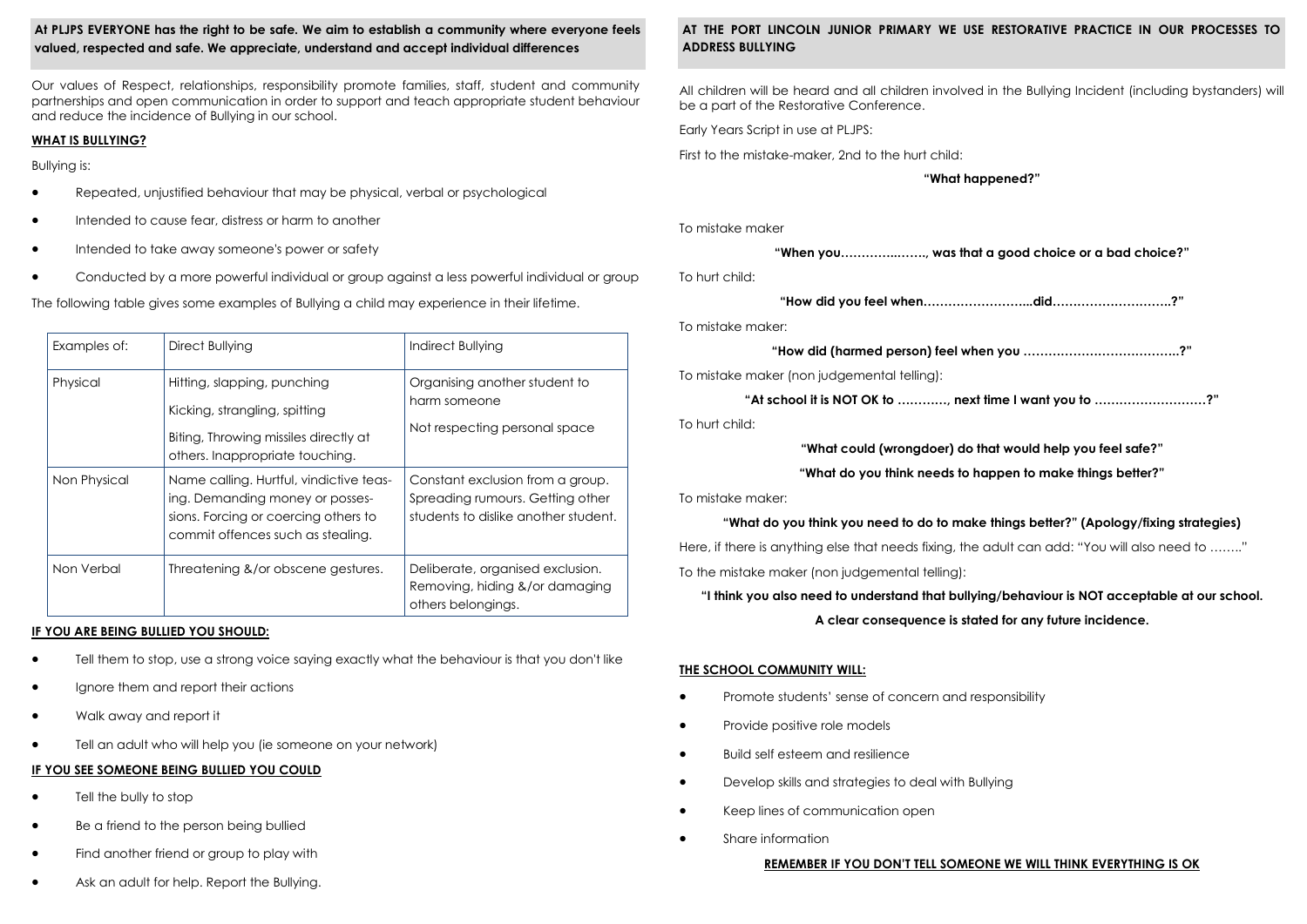**At PLJPS EVERYONE has the right to be safe. We aim to establish a community where everyone feels valued, respected and safe. We appreciate, understand and accept individual differences**

Our values of Respect, relationships, responsibility promote families, staff, student and community partnerships and open communication in order to support and teach appropriate student behaviour and reduce the incidence of Bullying in our school.

**WHAT IS BULLYING?**

Bullying is:

- Repeated, unjustified behaviour that may be physical, verbal or psychological
- Intended to cause fear, distress or harm to another
- Intended to take away someone's power or safety
- Conducted by a more powerful individual or group against a less powerful individual or group

The following table gives some examples of Bullying a child may experience in their lifetime.

| Examples of: | Direct Bullying | Indirect Bullying |
|---|---|---|
| Physical | Hitting, slapping, punching<br>Kicking, strangling, spitting<br>Biting, Throwing missiles directly at others. Inappropriate touching. | Organising another student to harm someone<br>Not respecting personal space |
| Non Physical | Name calling. Hurtful, vindictive teasing. Demanding money or possessions. Forcing or coercing others to commit offences such as stealing. | Constant exclusion from a group. Spreading rumours. Getting other students to dislike another student. |
| Non Verbal | Threatening &/or obscene gestures. | Deliberate, organised exclusion. Removing, hiding &/or damaging others belongings. |

**IF YOU ARE BEING BULLIED YOU SHOULD:**

- Tell them to stop, use a strong voice saying exactly what the behaviour is that you don't like
- Ignore them and report their actions
- Walk away and report it
- Tell an adult who will help you (ie someone on your network)

**IF YOU SEE SOMEONE BEING BULLIED YOU COULD**

- Tell the bully to stop
- Be a friend to the person being bullied
- Find another friend or group to play with
- Ask an adult for help. Report the Bullying.

**AT THE PORT LINCOLN JUNIOR PRIMARY WE USE RESTORATIVE PRACTICE IN OUR PROCESSES TO ADDRESS BULLYING**

All children will be heard and all children involved in the Bullying Incident (including bystanders) will be a part of the Restorative Conference.

Early Years Script in use at PLJPS:

First to the mistake-maker, 2nd to the hurt child:

**"What happened?"**

To mistake maker

**"When you……………., was that a good choice or a bad choice?"**

To hurt child:

**"How did you feel when……………………...did………………………..?"**

To mistake maker:

**"How did (harmed person) feel when you ………………………………..?"**

To mistake maker (non judgemental telling):

**"At school it is NOT OK to …………, next time I want you to ………………………?"**

To hurt child:

**"What could (wrongdoer) do that would help you feel safe?"**

**"What do you think needs to happen to make things better?"**

To mistake maker:

**"What do you think you need to do to make things better?" (Apology/fixing strategies)**

Here, if there is anything else that needs fixing, the adult can add: "You will also need to …….."

To the mistake maker (non judgemental telling):

**"I think you also need to understand that bullying/behaviour is NOT acceptable at our school.**

**A clear consequence is stated for any future incidence.**

**THE SCHOOL COMMUNITY WILL:**

- Promote students' sense of concern and responsibility
- Provide positive role models
- Build self esteem and resilience
- Develop skills and strategies to deal with Bullying
- Keep lines of communication open
- Share information

**REMEMBER IF YOU DON'T TELL SOMEONE WE WILL THINK EVERYTHING IS OK**